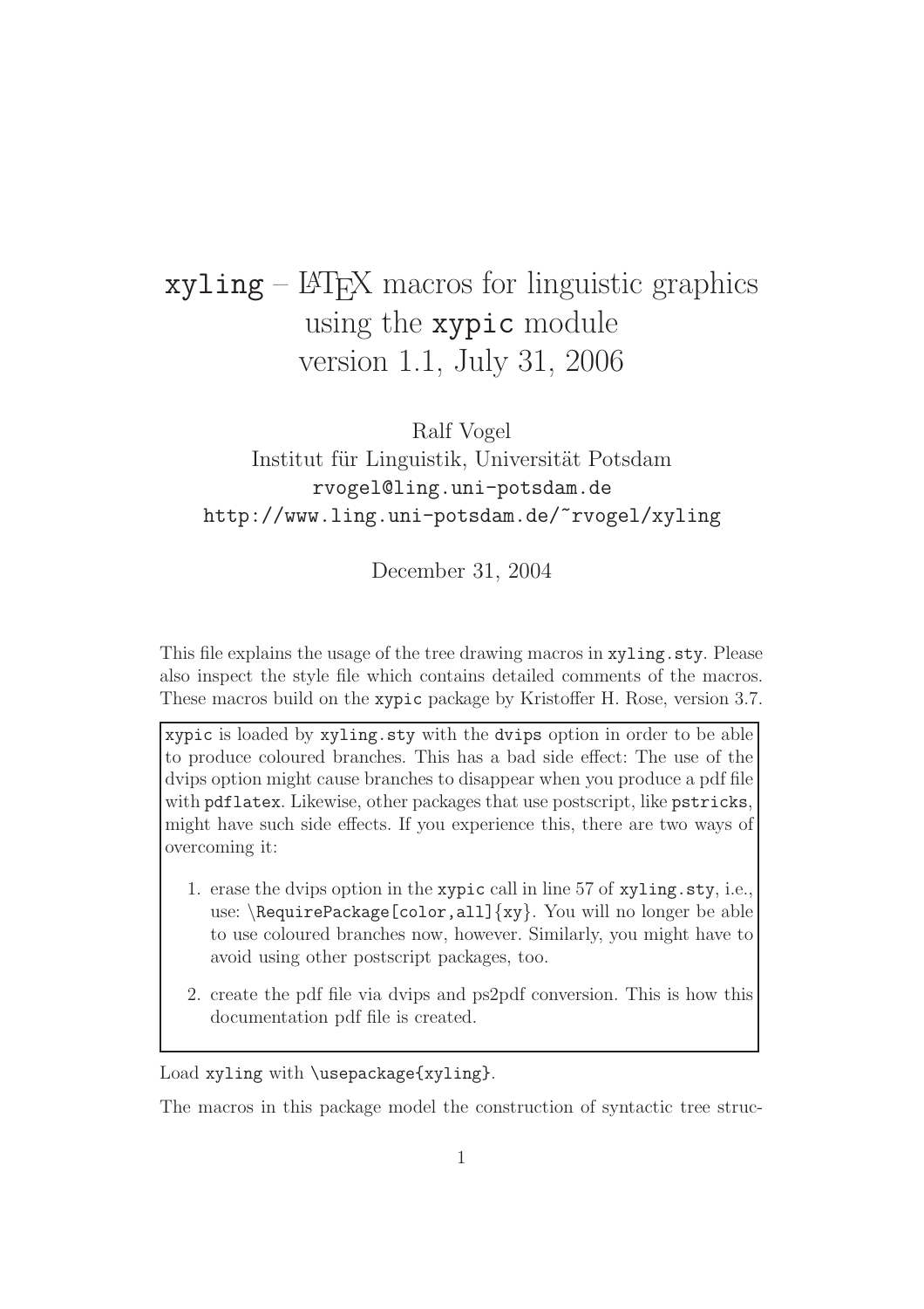# `xyling` – LaTeX macros for linguistic graphics using the `xypic` module version 1.1, July 31, 2006

Ralf Vogel
Institut für Linguistik, Universität Potsdam
`rvogel@ling.uni-potsdam.de`
`http://www.ling.uni-potsdam.de/~rvogel/xyling`

December 31, 2004

This file explains the usage of the tree drawing macros in `xyling.sty`. Please also inspect the style file which contains detailed comments of the macros. These macros build on the `xypic` package by Kristoffer H. Rose, version 3.7.

> `xypic` is loaded by `xyling.sty` with the `dvips` option in order to be able to produce coloured branches. This has a bad side effect: The use of the dvips option might cause branches to disappear when you produce a pdf file with `pdflatex`. Likewise, other packages that use postscript, like `pstricks`, might have such side effects. If you experience this, there are two ways of overcoming it:
>
> 1. erase the dvips option in the `xypic` call in line 57 of `xyling.sty`, i.e., use: `\RequirePackage[color,all]{xy}`. You will no longer be able to use coloured branches now, however. Similarly, you might have to avoid using other postscript packages, too.
> 2. create the pdf file via dvips and ps2pdf conversion. This is how this documentation pdf file is created.

Load `xyling` with `\usepackage{xyling}`.

The macros in this package model the construction of syntactic tree struc-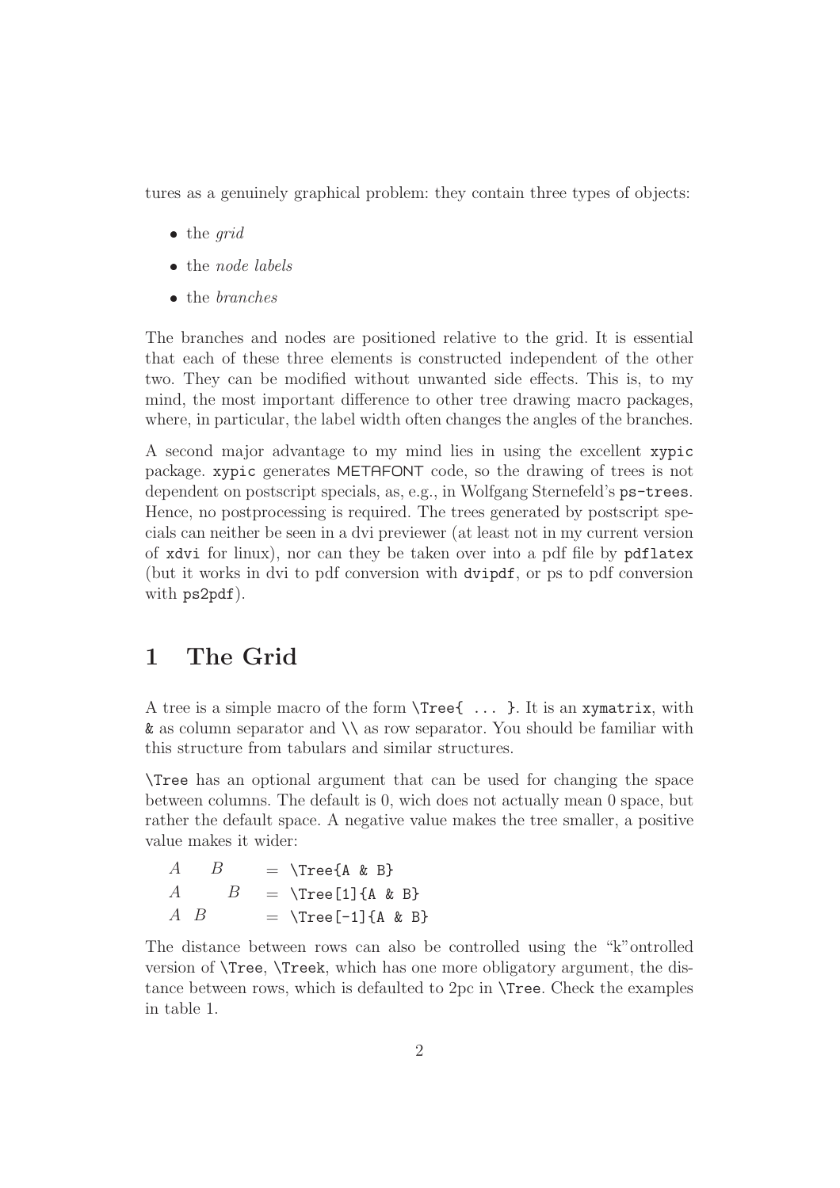tures as a genuinely graphical problem: they contain three types of objects:

- the *grid*
- the *node labels*
- the *branches*

The branches and nodes are positioned relative to the grid. It is essential that each of these three elements is constructed independent of the other two. They can be modified without unwanted side effects. This is, to my mind, the most important difference to other tree drawing macro packages, where, in particular, the label width often changes the angles of the branches.

A second major advantage to my mind lies in using the excellent `xypic` package. `xypic` generates METAFONT code, so the drawing of trees is not dependent on postscript specials, as, e.g., in Wolfgang Sternefeld's `ps-trees`. Hence, no postprocessing is required. The trees generated by postscript specials can neither be seen in a dvi previewer (at least not in my current version of `xdvi` for linux), nor can they be taken over into a pdf file by `pdflatex` (but it works in dvi to pdf conversion with `dvipdf`, or ps to pdf conversion with `ps2pdf`).

# 1 The Grid

A tree is a simple macro of the form `\Tree{ ... }`. It is an `xymatrix`, with `&` as column separator and `\\` as row separator. You should be familiar with this structure from tabulars and similar structures.

`\Tree` has an optional argument that can be used for changing the space between columns. The default is 0, wich does not actually mean 0 space, but rather the default space. A negative value makes the tree smaller, a positive value makes it wider:

| | | |
|---|---|---|
| $A \quad B$ | = | `\Tree{A & B}` |
| $A \qquad B$ | = | `\Tree[1]{A & B}` |
| $A \; B$ | = | `\Tree[-1]{A & B}` |

The distance between rows can also be controlled using the "k"ontrolled version of `\Tree`, `\Treek`, which has one more obligatory argument, the distance between rows, which is defaulted to 2pc in `\Tree`. Check the examples in table 1.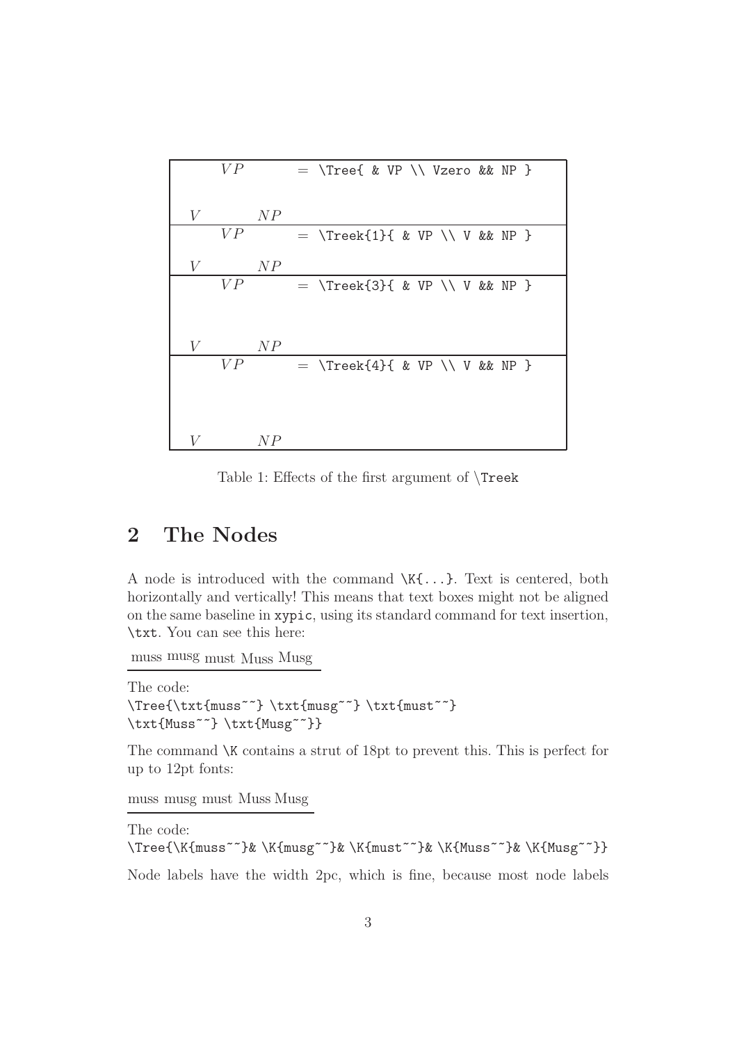| | |
|---|---|
| $VP$ <br><br> $V$ $NP$ | = `\Tree{ & VP \\ Vzero && NP }` |
| $VP$ <br> $V$ $NP$ | = `\Treek{1}{ & VP \\ V && NP }` |
| $VP$ <br><br><br> $V$ $NP$ | = `\Treek{3}{ & VP \\ V && NP }` |
| $VP$ <br><br><br><br> $V$ $NP$ | = `\Treek{4}{ & VP \\ V && NP }` |

Table 1: Effects of the first argument of `\Treek`

## 2 The Nodes

A node is introduced with the command `\K{...}`. Text is centered, both horizontally and vertically! This means that text boxes might not be aligned on the same baseline in `xypic`, using its standard command for text insertion, `\txt`. You can see this here:

muss musg must Muss Musg

The code:

```
\Tree{\txt{muss~~} \txt{musg~~} \txt{must~~}
\txt{Muss~~} \txt{Musg~~}}
```

The command `\K` contains a strut of 18pt to prevent this. This is perfect for up to 12pt fonts:

muss musg must Muss Musg

The code:

```
\Tree{\K{muss~~}& \K{musg~~}& \K{must~~}& \K{Muss~~}& \K{Musg~~}}
```

Node labels have the width 2pc, which is fine, because most node labels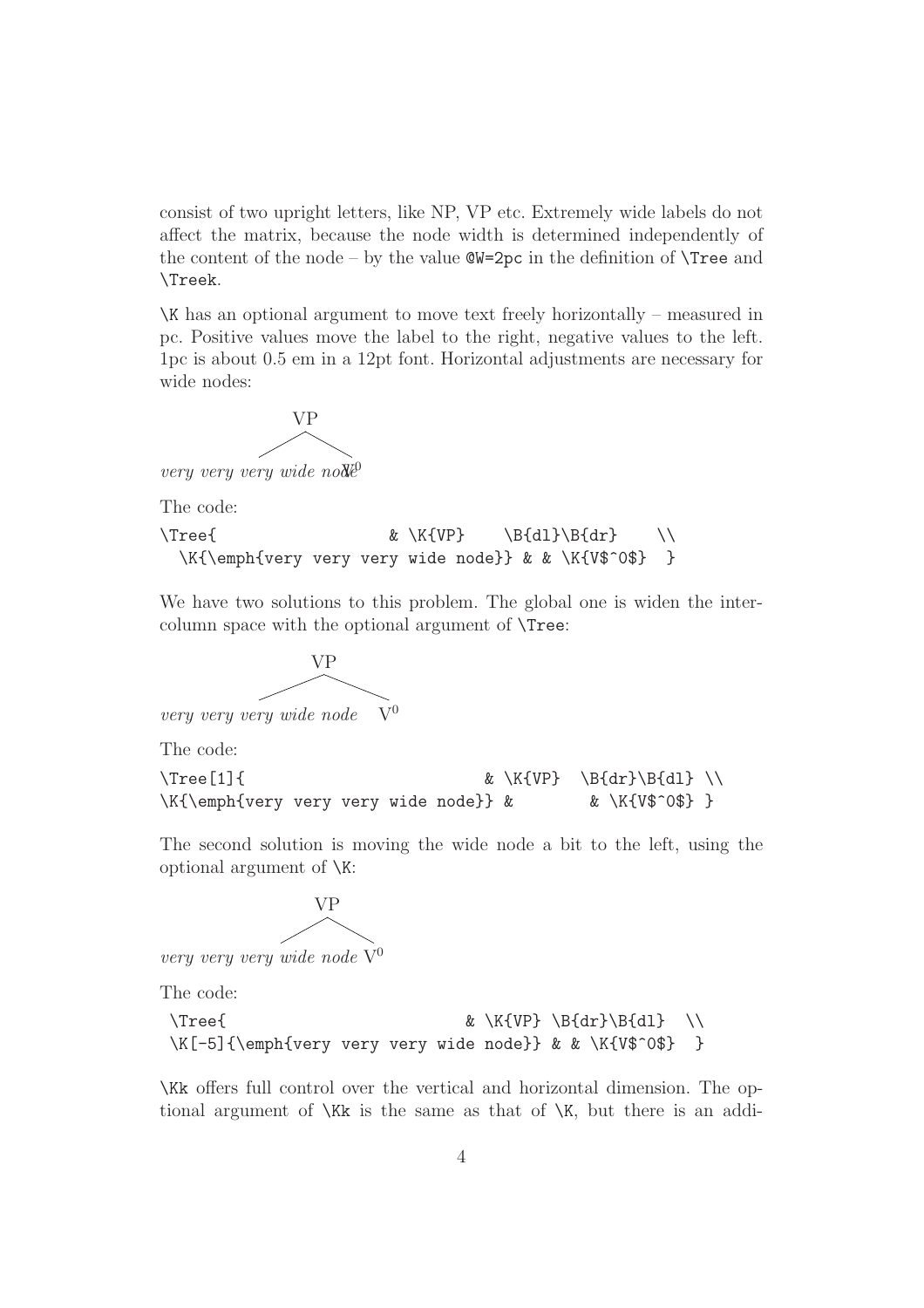consist of two upright letters, like NP, VP etc. Extremely wide labels do not affect the matrix, because the node width is determined independently of the content of the node – by the value `@W=2pc` in the definition of `\Tree` and `\Treek`.

`\K` has an optional argument to move text freely horizontally – measured in pc. Positive values move the label to the right, negative values to the left. 1pc is about 0.5 em in a 12pt font. Horizontal adjustments are necessary for wide nodes:

The code:

```
\Tree{                  & \K{VP}    \B{dl}\B{dr}    \\
  \K{\emph{very very very wide node}} & & \K{V$^0$}  }
```

We have two solutions to this problem. The global one is widen the inter-column space with the optional argument of `\Tree`:

The code:

```
\Tree[1]{                            & \K{VP}  \B{dr}\B{dl} \\
\K{\emph{very very very wide node}} &        & \K{V$^0$} }
```

The second solution is moving the wide node a bit to the left, using the optional argument of `\K`:

The code:

```
\Tree{                            & \K{VP} \B{dr}\B{dl}  \\
\K[-5]{\emph{very very very wide node}} & & \K{V$^0$}  }
```

`\Kk` offers full control over the vertical and horizontal dimension. The optional argument of `\Kk` is the same as that of `\K`, but there is an addi-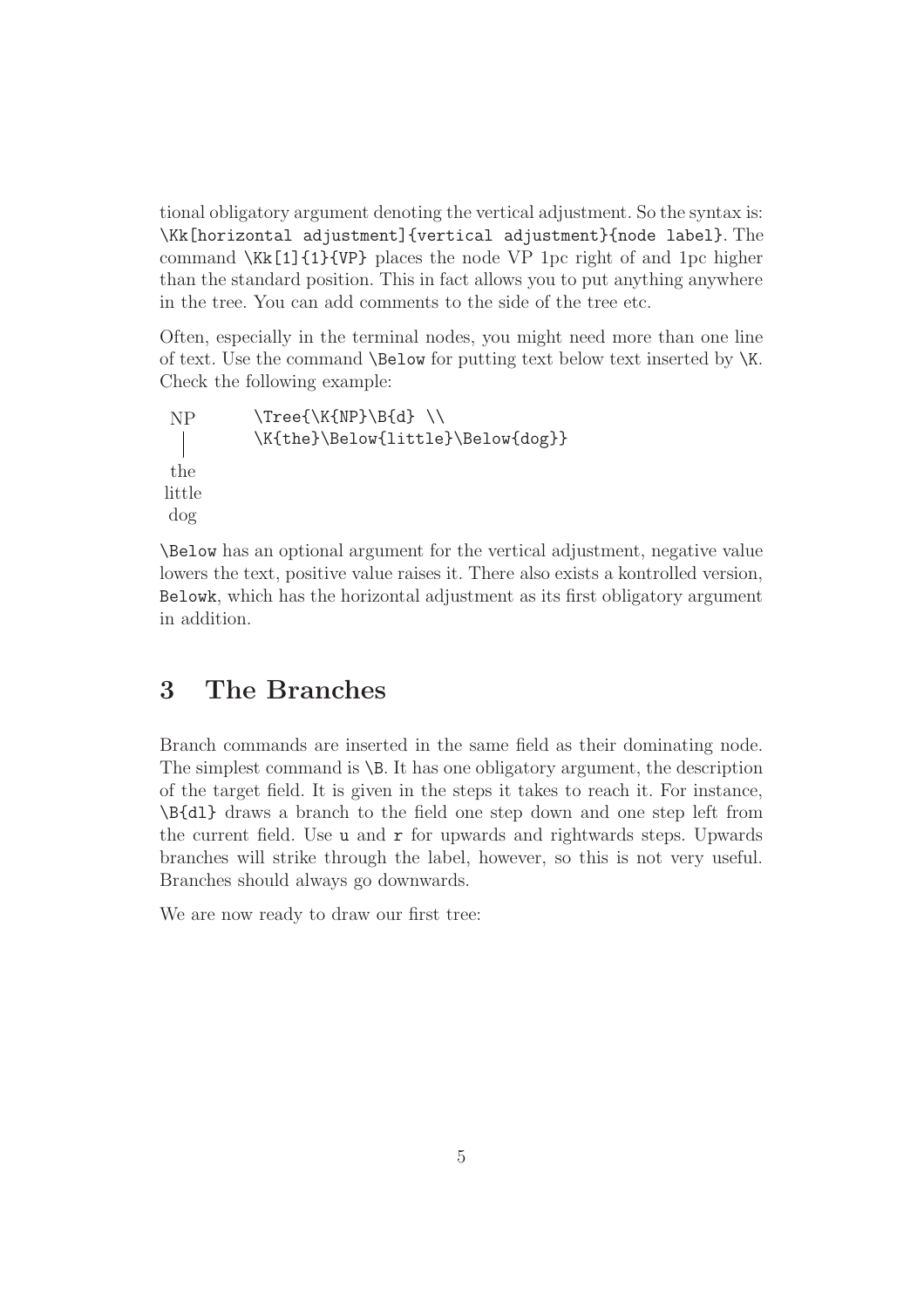tional obligatory argument denoting the vertical adjustment. So the syntax is: `\Kk[horizontal adjustment]{vertical adjustment}{node label}`. The command `\Kk[1]{1}{VP}` places the node VP 1pc right of and 1pc higher than the standard position. This in fact allows you to put anything anywhere in the tree. You can add comments to the side of the tree etc.

Often, especially in the terminal nodes, you might need more than one line of text. Use the command `\Below` for putting text below text inserted by `\K`. Check the following example:

```
NP        \Tree{\K{NP}\B{d} \\
 |        \K{the}\Below{little}\Below{dog}}
the
little
dog
```

`\Below` has an optional argument for the vertical adjustment, negative value lowers the text, positive value raises it. There also exists a kontrolled version, `Belowk`, which has the horizontal adjustment as its first obligatory argument in addition.

## 3 The Branches

Branch commands are inserted in the same field as their dominating node. The simplest command is `\B`. It has one obligatory argument, the description of the target field. It is given in the steps it takes to reach it. For instance, `\B{dl}` draws a branch to the field one step down and one step left from the current field. Use `u` and `r` for upwards and rightwards steps. Upwards branches will strike through the label, however, so this is not very useful. Branches should always go downwards.

We are now ready to draw our first tree: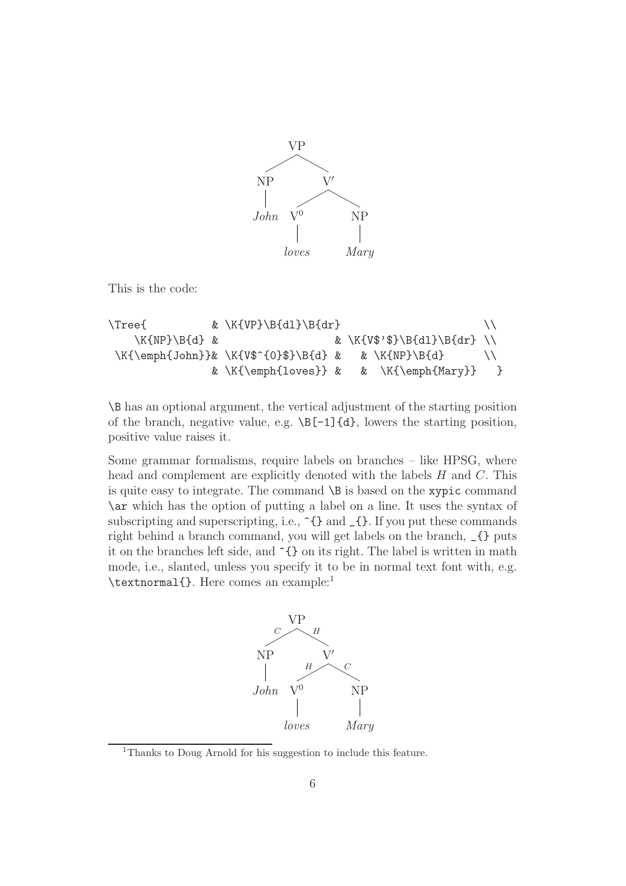VP

NP V′

*John* V⁰ NP

*loves* *Mary*

This is the code:

```
\Tree{          & \K{VP}\B{dl}\B{dr}                        \\
   \K{NP}\B{d} &                    & \K{V$'$}\B{dl}\B{dr} \\
 \K{\emph{John}}& \K{V$^{0}$}\B{d} &   & \K{NP}\B{d}       \\
               & \K{\emph{loves}} &   &  \K{\emph{Mary}}   }
```

`\B` has an optional argument, the vertical adjustment of the starting position of the branch, negative value, e.g. `\B[-1]{d}`, lowers the starting position, positive value raises it.

Some grammar formalisms, require labels on branches – like HPSG, where head and complement are explicitly denoted with the labels $H$ and $C$. This is quite easy to integrate. The command `\B` is based on the `xypic` command `\ar` which has the option of putting a label on a line. It uses the syntax of subscripting and superscripting, i.e., `^{}` and `_{}`. If you put these commands right behind a branch command, you will get labels on the branch, `_{}` puts it on the branches left side, and `^{}` on its right. The label is written in math mode, i.e., slanted, unless you specify it to be in normal text font with, e.g. `\textnormal{}`. Here comes an example:[1]

VP

$C$ $H$

NP V′

$H$ $C$

*John* V⁰ NP

*loves* *Mary*

[1] Thanks to Doug Arnold for his suggestion to include this feature.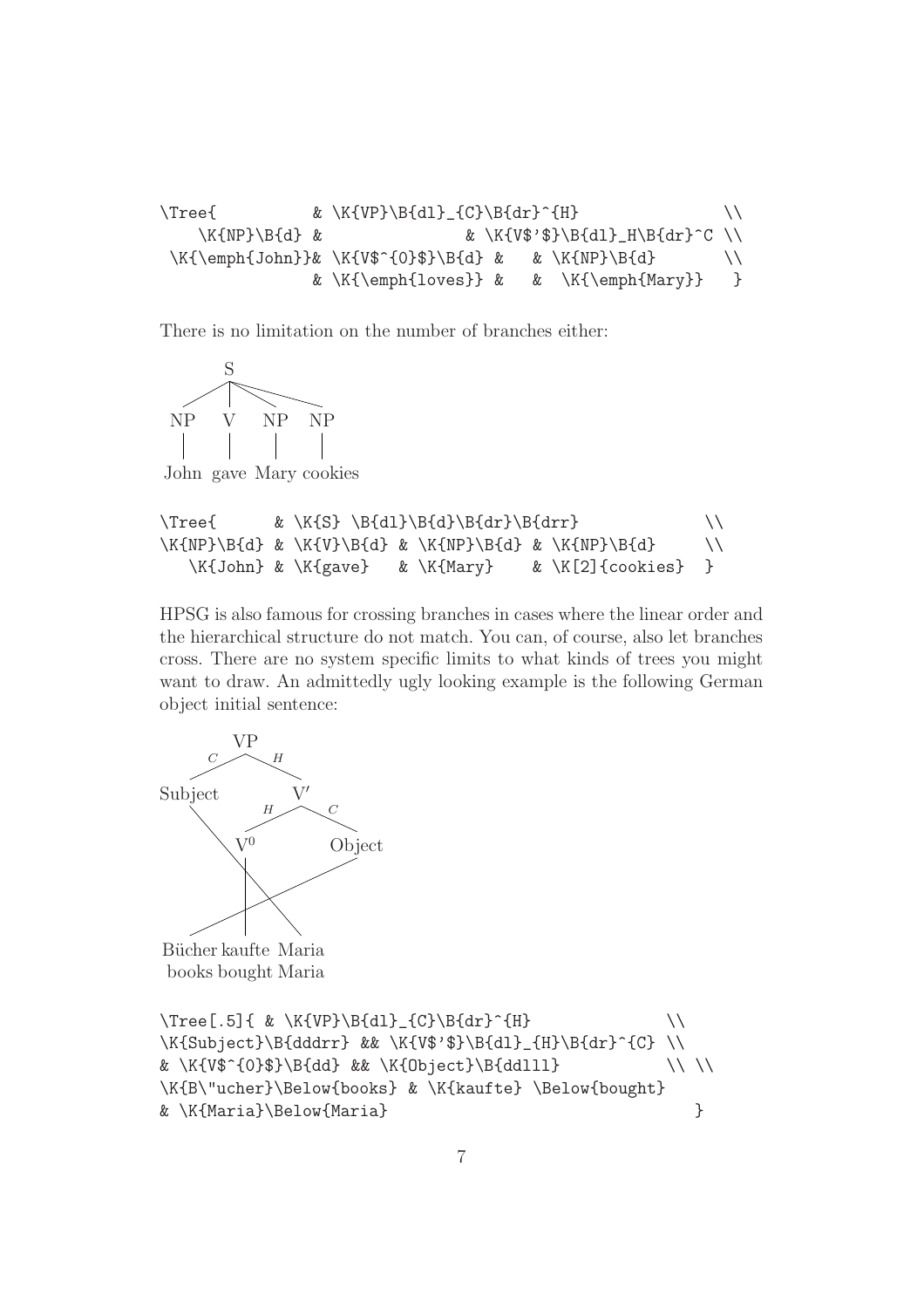```
\Tree{           & \K{VP}\B{dl}_{C}\B{dr}^{H}               \\
    \K{NP}\B{d} &                & \K{V$'$}\B{dl}_H\B{dr}^C \\
 \K{\emph{John}}& \K{V$^{0}$}\B{d} &    & \K{NP}\B{d}       \\
                & \K{\emph{loves}} &    &  \K{\emph{Mary}}   }
```

There is no limitation on the number of branches either:

```
         S
    /  |  \   \
  NP   V   NP   NP
  |    |   |    |
 John gave Mary cookies
```

```
\Tree{      & \K{S} \B{dl}\B{d}\B{dr}\B{drr}             \\
\K{NP}\B{d} & \K{V}\B{d} & \K{NP}\B{d} & \K{NP}\B{d}     \\
   \K{John} & \K{gave}   & \K{Mary}    & \K[2]{cookies}  }
```

HPSG is also famous for crossing branches in cases where the linear order and the hierarchical structure do not match. You can, of course, also let branches cross. There are no system specific limits to what kinds of trees you might want to draw. An admittedly ugly looking example is the following German object initial sentence:

```
            VP
        C /    \ H
   Subject      V′
              H /  \ C
             V⁰     Object

 Bücher kaufte Maria
 books bought Maria
```

```
\Tree[.5]{ & \K{VP}\B{dl}_{C}\B{dr}^{H}              \\
\K{Subject}\B{dddrr} && \K{V$'$}\B{dl}_{H}\B{dr}^{C} \\
& \K{V$^{0}$}\B{dd} && \K{Object}\B{ddlll}          \\ \\
\K{B\"ucher}\Below{books} & \K{kaufte} \Below{bought}
& \K{Maria}\Below{Maria}                               }
```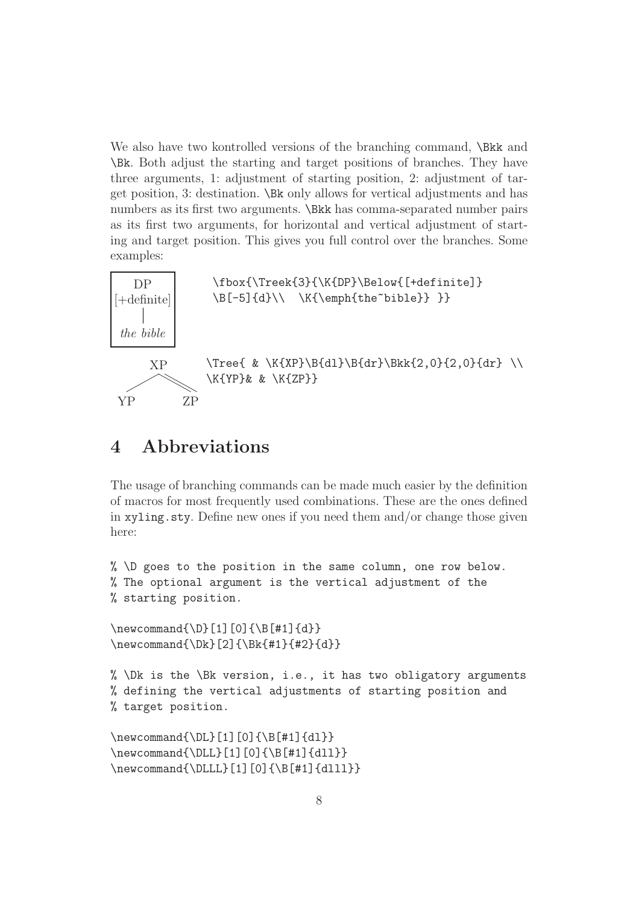We also have two kontrolled versions of the branching command, `\Bkk` and `\Bk`. Both adjust the starting and target positions of branches. They have three arguments, 1: adjustment of starting position, 2: adjustment of target position, 3: destination. `\Bk` only allows for vertical adjustments and has numbers as its first two arguments. `\Bkk` has comma-separated number pairs as its first two arguments, for horizontal and vertical adjustment of starting and target position. This gives you full control over the branches. Some examples:

DP
[+definite]
*the bible*

```
\fbox{\Treek{3}{\K{DP}\Below{[+definite]}
\B[-5]{d}\\  \K{\emph{the~bible}} }}
```

XP
YP ZP

```
\Tree{ & \K{XP}\B{dl}\B{dr}\Bkk{2,0}{2,0}{dr} \\
\K{YP}& & \K{ZP}}
```

# 4 Abbreviations

The usage of branching commands can be made much easier by the definition of macros for most frequently used combinations. These are the ones defined in `xyling.sty`. Define new ones if you need them and/or change those given here:

```
% \D goes to the position in the same column, one row below.
% The optional argument is the vertical adjustment of the
% starting position.

\newcommand{\D}[1][0]{\B[#1]{d}}
\newcommand{\Dk}[2]{\Bk{#1}{#2}{d}}

% \Dk is the \Bk version, i.e., it has two obligatory arguments
% defining the vertical adjustments of starting position and
% target position.

\newcommand{\DL}[1][0]{\B[#1]{dl}}
\newcommand{\DLL}[1][0]{\B[#1]{dll}}
\newcommand{\DLLL}[1][0]{\B[#1]{dlll}}
```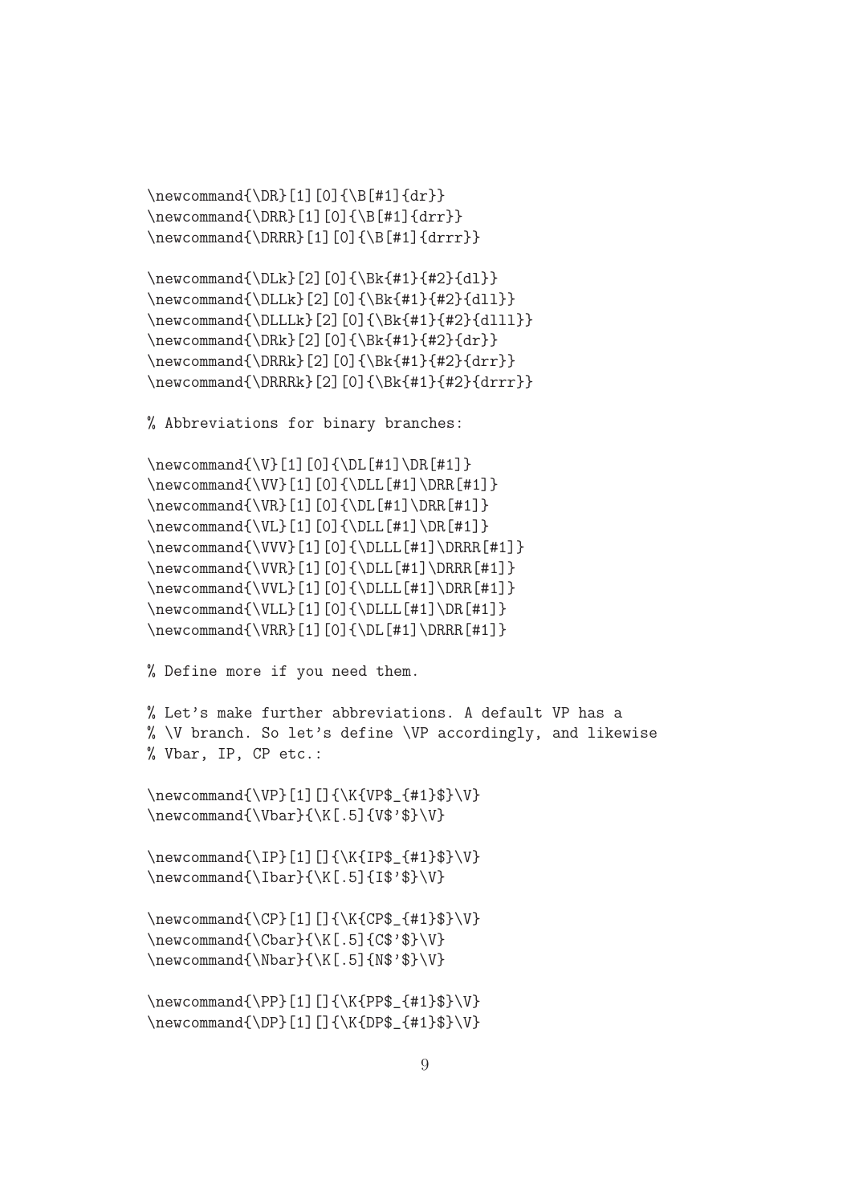```
\newcommand{\DR}[1][0]{\B[#1]{dr}}
\newcommand{\DRR}[1][0]{\B[#1]{drr}}
\newcommand{\DRRR}[1][0]{\B[#1]{drrr}}

\newcommand{\DLk}[2][0]{\Bk{#1}{#2}{dl}}
\newcommand{\DLLk}[2][0]{\Bk{#1}{#2}{dll}}
\newcommand{\DLLLk}[2][0]{\Bk{#1}{#2}{dlll}}
\newcommand{\DRk}[2][0]{\Bk{#1}{#2}{dr}}
\newcommand{\DRRk}[2][0]{\Bk{#1}{#2}{drr}}
\newcommand{\DRRRk}[2][0]{\Bk{#1}{#2}{drrr}}

% Abbreviations for binary branches:

\newcommand{\V}[1][0]{\DL[#1]\DR[#1]}
\newcommand{\VV}[1][0]{\DLL[#1]\DRR[#1]}
\newcommand{\VR}[1][0]{\DL[#1]\DRR[#1]}
\newcommand{\VL}[1][0]{\DLL[#1]\DR[#1]}
\newcommand{\VVV}[1][0]{\DLLL[#1]\DRRR[#1]}
\newcommand{\VVR}[1][0]{\DLL[#1]\DRRR[#1]}
\newcommand{\VVL}[1][0]{\DLLL[#1]\DRR[#1]}
\newcommand{\VLL}[1][0]{\DLLL[#1]\DR[#1]}
\newcommand{\VRR}[1][0]{\DL[#1]\DRRR[#1]}

% Define more if you need them.

% Let's make further abbreviations. A default VP has a
% \V branch. So let's define \VP accordingly, and likewise
% Vbar, IP, CP etc.:

\newcommand{\VP}[1][]{\K{VP$_{#1}$}\V}
\newcommand{\Vbar}{\K[.5]{V$'$}\V}

\newcommand{\IP}[1][]{\K{IP$_{#1}$}\V}
\newcommand{\Ibar}{\K[.5]{I$'$}\V}

\newcommand{\CP}[1][]{\K{CP$_{#1}$}\V}
\newcommand{\Cbar}{\K[.5]{C$'$}\V}
\newcommand{\Nbar}{\K[.5]{N$'$}\V}

\newcommand{\PP}[1][]{\K{PP$_{#1}$}\V}
\newcommand{\DP}[1][]{\K{DP$_{#1}$}\V}
```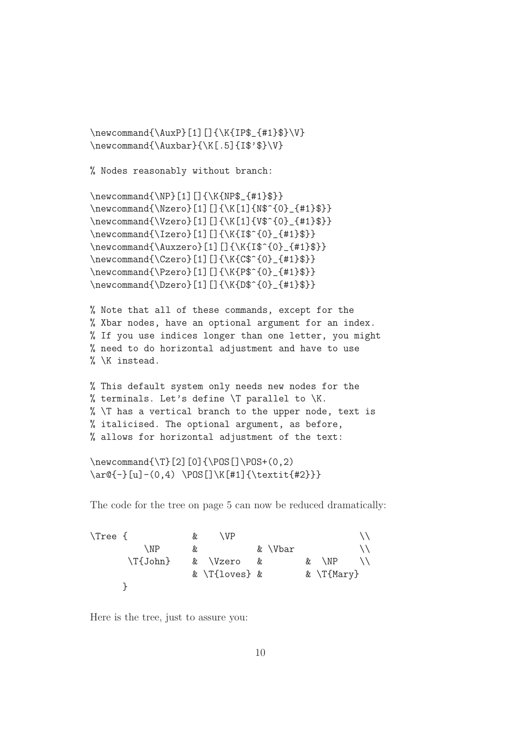```
\newcommand{\AuxP}[1][]{\K{IP$_{#1}$}\V}
\newcommand{\Auxbar}{\K[.5]{I$'$}\V}

% Nodes reasonably without branch:

\newcommand{\NP}[1][]{\K{NP$_{#1}$}}
\newcommand{\Nzero}[1][]{\K[1]{N$^{0}_{#1}$}}
\newcommand{\Vzero}[1][]{\K[1]{V$^{0}_{#1}$}}
\newcommand{\Izero}[1][]{\K{I$^{0}_{#1}$}}
\newcommand{\Auxzero}[1][]{\K{I$^{0}_{#1}$}}
\newcommand{\Czero}[1][]{\K{C$^{0}_{#1}$}}
\newcommand{\Pzero}[1][]{\K{P$^{0}_{#1}$}}
\newcommand{\Dzero}[1][]{\K{D$^{0}_{#1}$}}

% Note that all of these commands, except for the
% Xbar nodes, have an optional argument for an index.
% If you use indices longer than one letter, you might
% need to do horizontal adjustment and have to use
% \K instead.

% This default system only needs new nodes for the
% terminals. Let's define \T parallel to \K.
% \T has a vertical branch to the upper node, text is
% italicised. The optional argument, as before,
% allows for horizontal adjustment of the text:

\newcommand{\T}[2][0]{\POS[]\POS+(0,2)
\ar@{-}[u]-(0,4) \POS[]\K[#1]{\textit{#2}}}
```

The code for the tree on page 5 can now be reduced dramatically:

```
\Tree {             &    \VP                         \\
         \NP        &            & \Vbar             \\
      \T{John}      &  \Vzero    &         &  \NP    \\
                    & \T{loves} &         & \T{Mary}
      }
```

Here is the tree, just to assure you: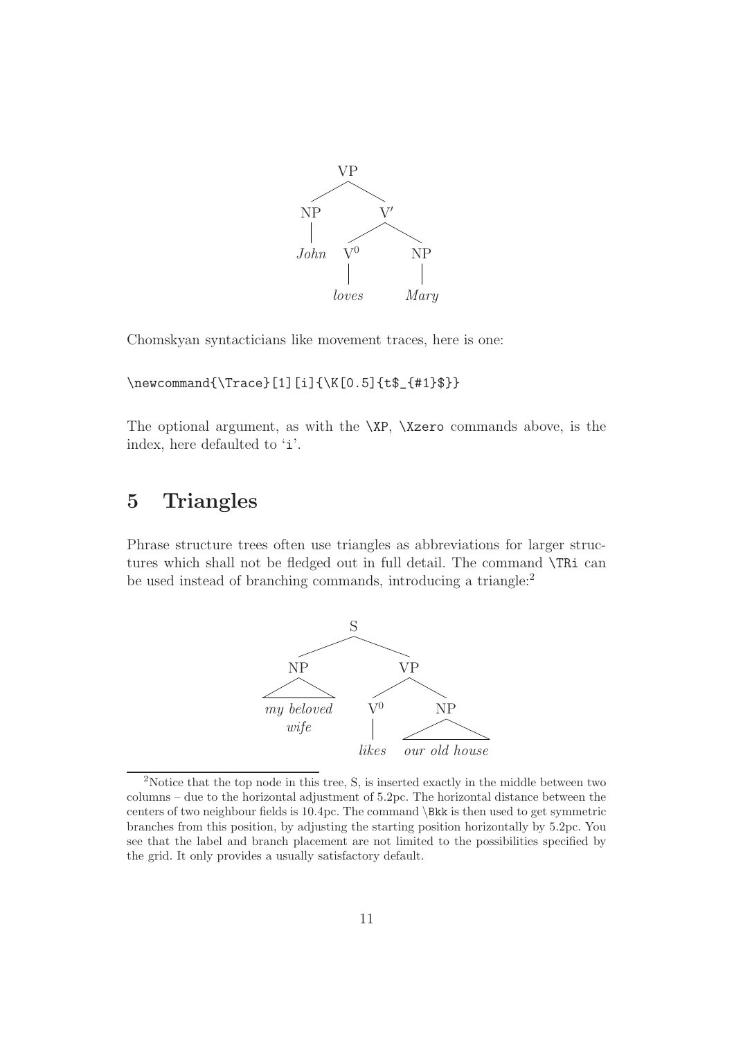VP

NP V′

*John* V$^0$ NP

*loves* *Mary*

Chomskyan syntacticians like movement traces, here is one:

```
\newcommand{\Trace}[1][i]{\K[0.5]{t$_{#1}$}}
```

The optional argument, as with the `\XP`, `\Xzero` commands above, is the index, here defaulted to 'i'.

# 5 Triangles

Phrase structure trees often use triangles as abbreviations for larger structures which shall not be fledged out in full detail. The command `\TRi` can be used instead of branching commands, introducing a triangle:[2]

S

NP VP

*my beloved wife* V$^0$ NP

*likes* *our old house*

[2]Notice that the top node in this tree, S, is inserted exactly in the middle between two columns – due to the horizontal adjustment of 5.2pc. The horizontal distance between the centers of two neighbour fields is 10.4pc. The command `\Bkk` is then used to get symmetric branches from this position, by adjusting the starting position horizontally by 5.2pc. You see that the label and branch placement are not limited to the possibilities specified by the grid. It only provides a usually satisfactory default.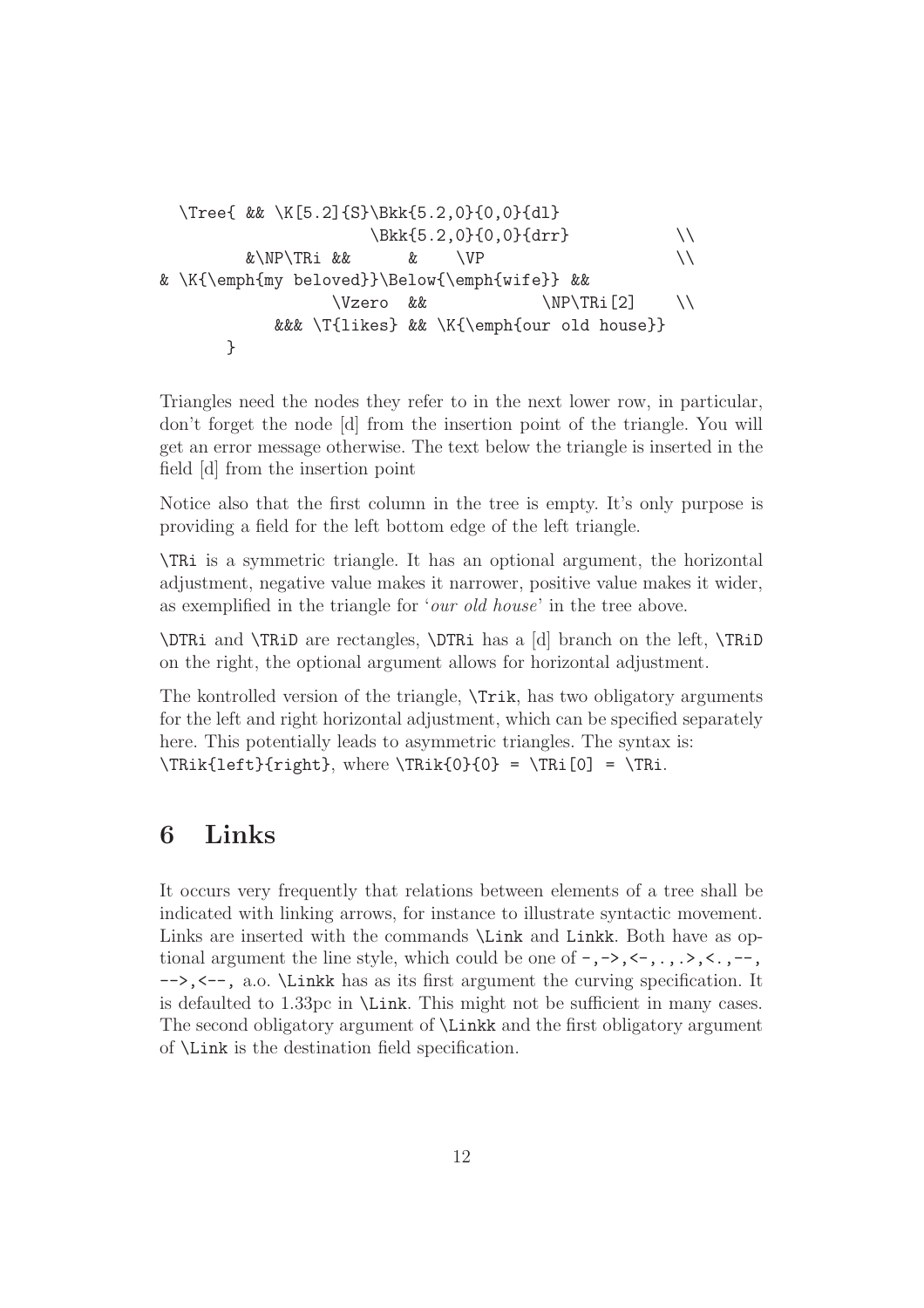```
  \Tree{ && \K[5.2]{S}\Bkk{5.2,0}{0,0}{dl}
                    \Bkk{5.2,0}{0,0}{drr}           \\
        &\NP\TRi &&      &    \VP                   \\
& \K{\emph{my beloved}}\Below{\emph{wife}} &&
                 \Vzero  &&            \NP\TRi[2]    \\
           &&& \T{likes} && \K{\emph{our old house}}
      }
```

Triangles need the nodes they refer to in the next lower row, in particular, don't forget the node [d] from the insertion point of the triangle. You will get an error message otherwise. The text below the triangle is inserted in the field [d] from the insertion point

Notice also that the first column in the tree is empty. It's only purpose is providing a field for the left bottom edge of the left triangle.

`\TRi` is a symmetric triangle. It has an optional argument, the horizontal adjustment, negative value makes it narrower, positive value makes it wider, as exemplified in the triangle for '*our old house*' in the tree above.

`\DTRi` and `\TRiD` are rectangles, `\DTRi` has a [d] branch on the left, `\TRiD` on the right, the optional argument allows for horizontal adjustment.

The kontrolled version of the triangle, `\Trik`, has two obligatory arguments for the left and right horizontal adjustment, which can be specified separately here. This potentially leads to asymmetric triangles. The syntax is: `\TRik{left}{right}`, where `\TRik{0}{0} = \TRi[0] = \TRi`.

## 6 Links

It occurs very frequently that relations between elements of a tree shall be indicated with linking arrows, for instance to illustrate syntactic movement. Links are inserted with the commands `\Link` and `Linkk`. Both have as optional argument the line style, which could be one of `-`,`->`,`<-`,`.`,`.>`,`<.`,`--`, `-->`,`<--`, a.o. `\Linkk` has as its first argument the curving specification. It is defaulted to 1.33pc in `\Link`. This might not be sufficient in many cases. The second obligatory argument of `\Linkk` and the first obligatory argument of `\Link` is the destination field specification.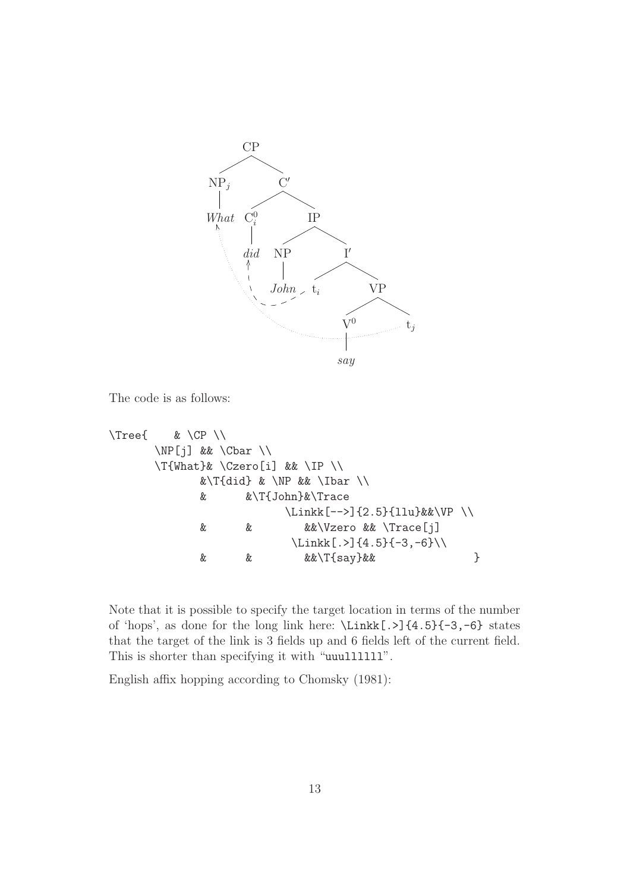The code is as follows:

```
\Tree{    & \CP \\
       \NP[j] && \Cbar \\
       \T{What}& \Czero[i] && \IP \\
             &\T{did} & \NP && \Ibar \\
             &      &\T{John}&\Trace
                         \Linkk[-->]{2.5}{llu}&&\VP \\
             &      &        &&\Vzero && \Trace[j]
                         \Linkk[.>]{4.5}{-3,-6}\\
             &      &        &&\T{say}&&               }
```

Note that it is possible to specify the target location in terms of the number of 'hops', as done for the long link here: `\Linkk[.>]{4.5}{-3,-6}` states that the target of the link is 3 fields up and 6 fields left of the current field. This is shorter than specifying it with "`uuullllll`".

English affix hopping according to Chomsky (1981):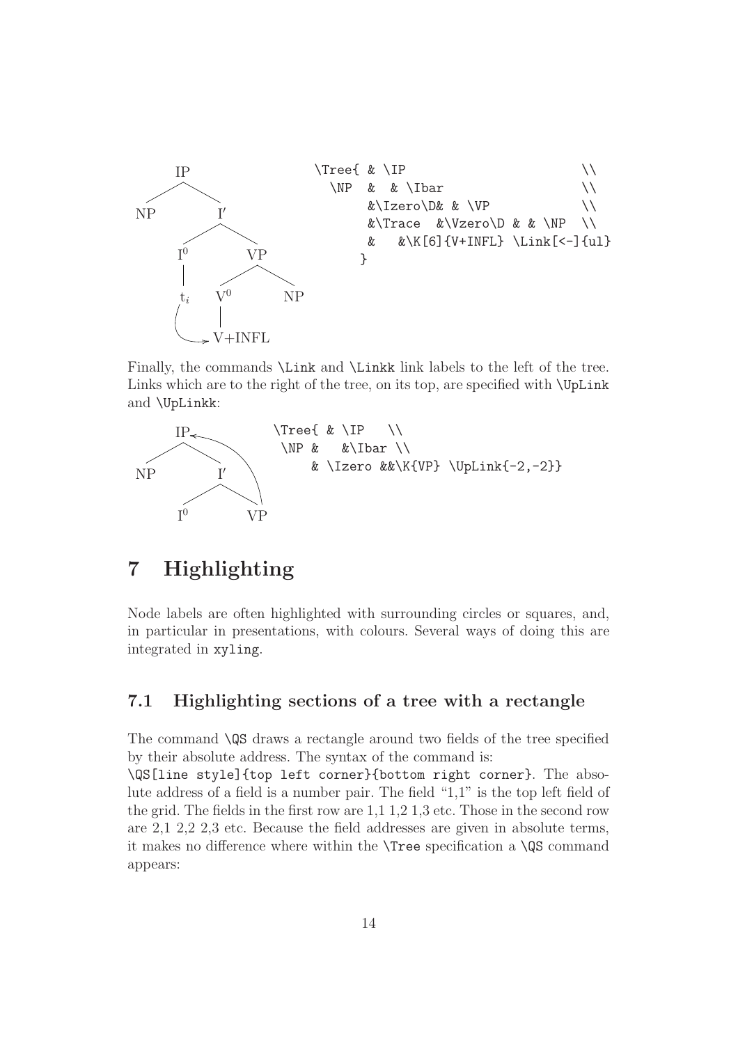```
\Tree{ & \IP                              \\
  \NP  &  & \Ibar                          \\
       &\Izero\D& & \VP                   \\
       &\Trace  &\Vzero\D & & \NP         \\
       &   &\K[6]{V+INFL} \Link[<-]{ul}
      }
```

Finally, the commands `\Link` and `\Linkk` link labels to the left of the tree. Links which are to the right of the tree, on its top, are specified with `\UpLink` and `\UpLinkk`:

```
\Tree{ & \IP    \\
 \NP &   &\Ibar \\
     & \Izero &&\K{VP} \UpLink{-2,-2}}
```

# 7 Highlighting

Node labels are often highlighted with surrounding circles or squares, and, in particular in presentations, with colours. Several ways of doing this are integrated in `xyling`.

## 7.1 Highlighting sections of a tree with a rectangle

The command `\QS` draws a rectangle around two fields of the tree specified by their absolute address. The syntax of the command is:
`\QS[line style]{top left corner}{bottom right corner}`. The absolute address of a field is a number pair. The field "1,1" is the top left field of the grid. The fields in the first row are 1,1 1,2 1,3 etc. Those in the second row are 2,1 2,2 2,3 etc. Because the field addresses are given in absolute terms, it makes no difference where within the `\Tree` specification a `\QS` command appears: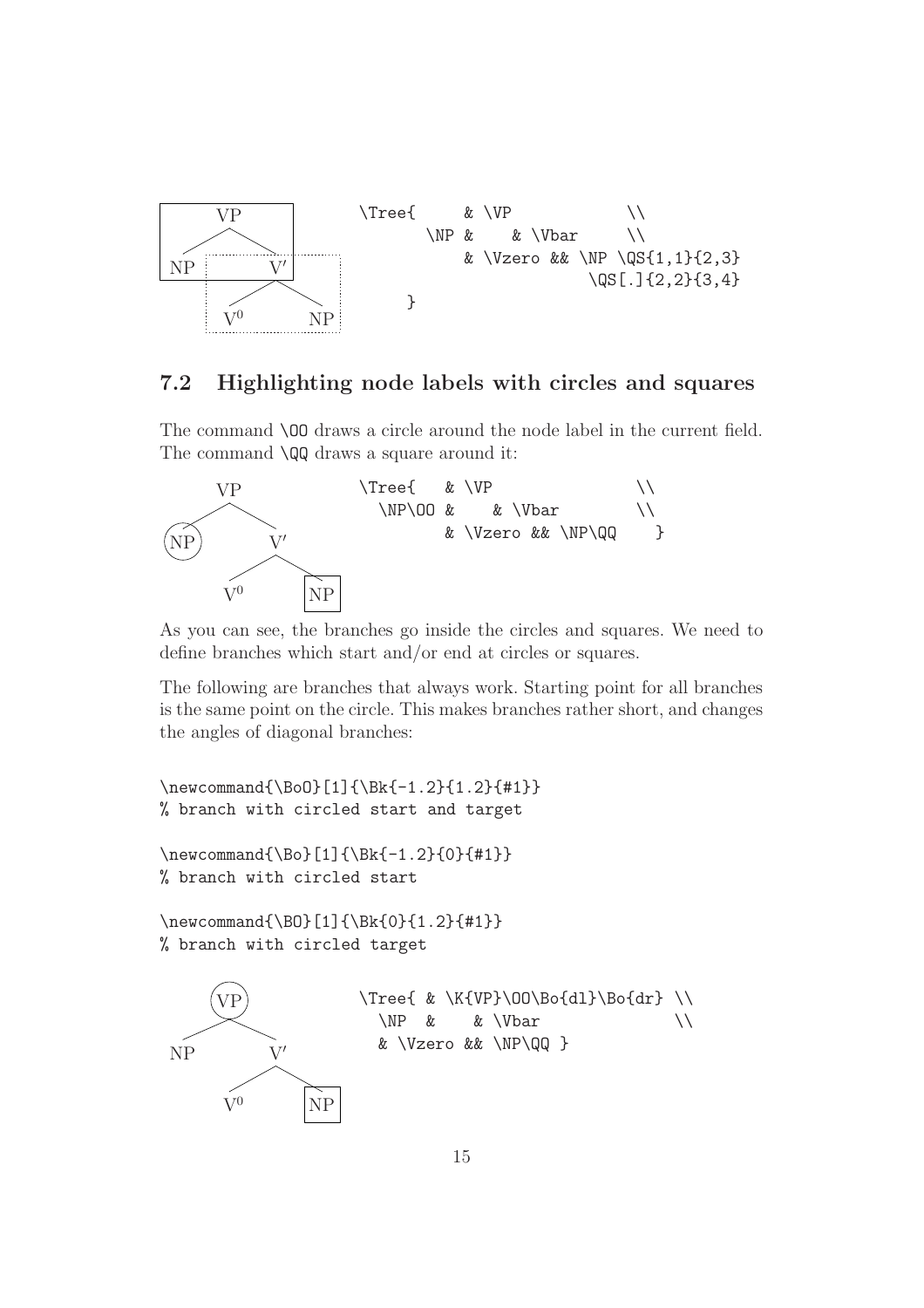```
\Tree{     & \VP            \\
      \NP &    & \Vbar     \\
          & \Vzero && \NP \QS{1,1}{2,3}
                        \QS[.]{2,2}{3,4}
     }
```

## 7.2 Highlighting node labels with circles and squares

The command `\OO` draws a circle around the node label in the current field. The command `\QQ` draws a square around it:

```
\Tree{   & \VP                \\
  \NP\OO &    & \Vbar         \\
         & \Vzero && \NP\QQ    }
```

As you can see, the branches go inside the circles and squares. We need to define branches which start and/or end at circles or squares.

The following are branches that always work. Starting point for all branches is the same point on the circle. This makes branches rather short, and changes the angles of diagonal branches:

```
\newcommand{\BoO}[1]{\Bk{-1.2}{1.2}{#1}}
% branch with circled start and target

\newcommand{\Bo}[1]{\Bk{-1.2}{0}{#1}}
% branch with circled start

\newcommand{\BO}[1]{\Bk{0}{1.2}{#1}}
% branch with circled target
```

```
\Tree{ & \K{VP}\OO\Bo{dl}\Bo{dr} \\
  \NP  &    & \Vbar              \\
  & \Vzero && \NP\QQ }
```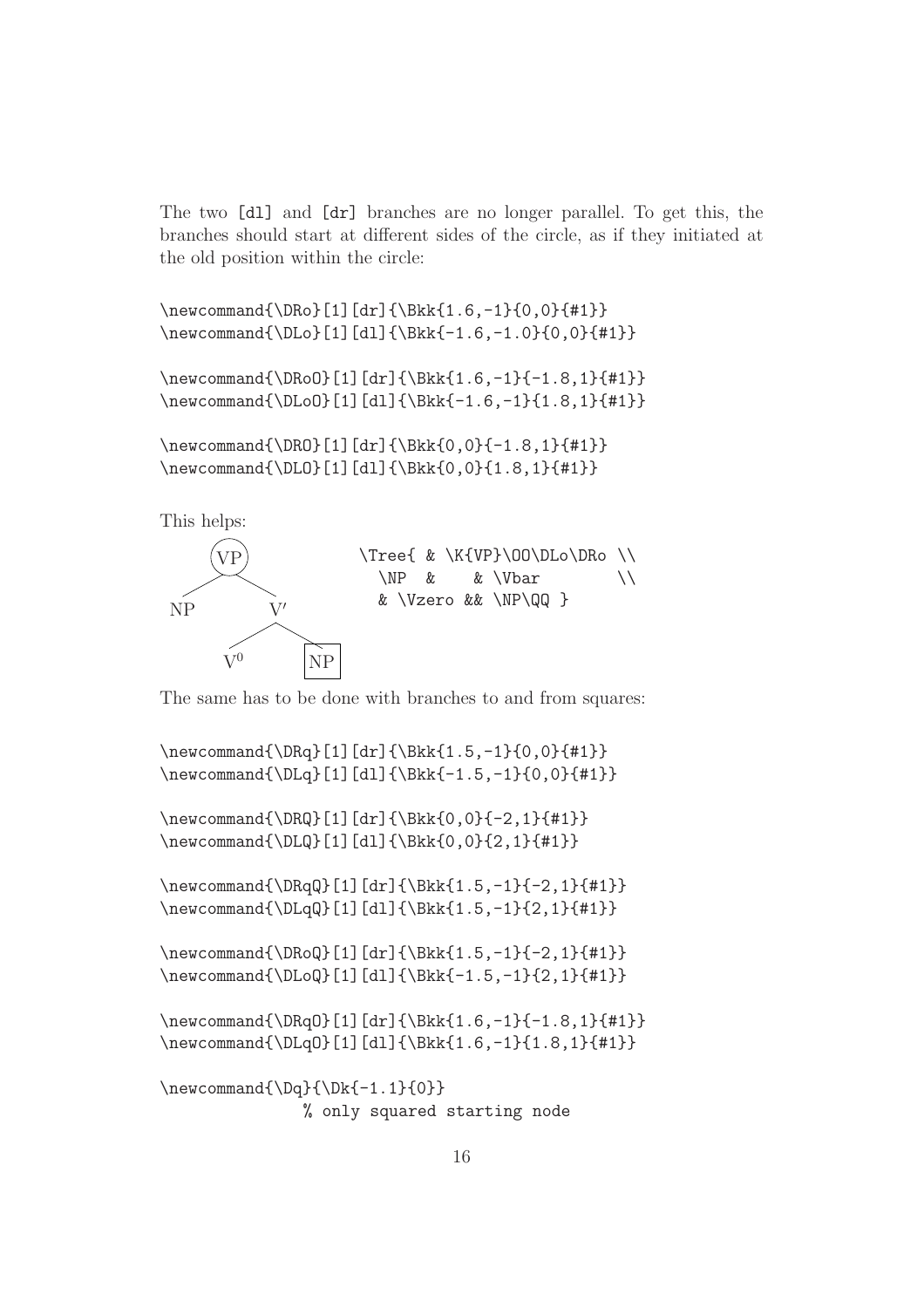The two [dl] and [dr] branches are no longer parallel. To get this, the branches should start at different sides of the circle, as if they initiated at the old position within the circle:

```
\newcommand{\DRo}[1][dr]{\Bkk{1.6,-1}{0,0}{#1}}
\newcommand{\DLo}[1][dl]{\Bkk{-1.6,-1.0}{0,0}{#1}}

\newcommand{\DRoO}[1][dr]{\Bkk{1.6,-1}{-1.8,1}{#1}}
\newcommand{\DLoO}[1][dl]{\Bkk{-1.6,-1}{1.8,1}{#1}}

\newcommand{\DRO}[1][dr]{\Bkk{0,0}{-1.8,1}{#1}}
\newcommand{\DLO}[1][dl]{\Bkk{0,0}{1.8,1}{#1}}
```

This helps:

```
\Tree{ & \K{VP}\OO\DLo\DRo \\
  \NP  &    & \Vbar        \\
  & \Vzero && \NP\QQ }
```

The same has to be done with branches to and from squares:

```
\newcommand{\DRq}[1][dr]{\Bkk{1.5,-1}{0,0}{#1}}
\newcommand{\DLq}[1][dl]{\Bkk{-1.5,-1}{0,0}{#1}}

\newcommand{\DRQ}[1][dr]{\Bkk{0,0}{-2,1}{#1}}
\newcommand{\DLQ}[1][dl]{\Bkk{0,0}{2,1}{#1}}

\newcommand{\DRqQ}[1][dr]{\Bkk{1.5,-1}{-2,1}{#1}}
\newcommand{\DLqQ}[1][dl]{\Bkk{1.5,-1}{2,1}{#1}}

\newcommand{\DRoQ}[1][dr]{\Bkk{1.5,-1}{-2,1}{#1}}
\newcommand{\DLoQ}[1][dl]{\Bkk{-1.5,-1}{2,1}{#1}}

\newcommand{\DRqO}[1][dr]{\Bkk{1.6,-1}{-1.8,1}{#1}}
\newcommand{\DLqO}[1][dl]{\Bkk{1.6,-1}{1.8,1}{#1}}

\newcommand{\Dq}{\Dk{-1.1}{0}}
              % only squared starting node
```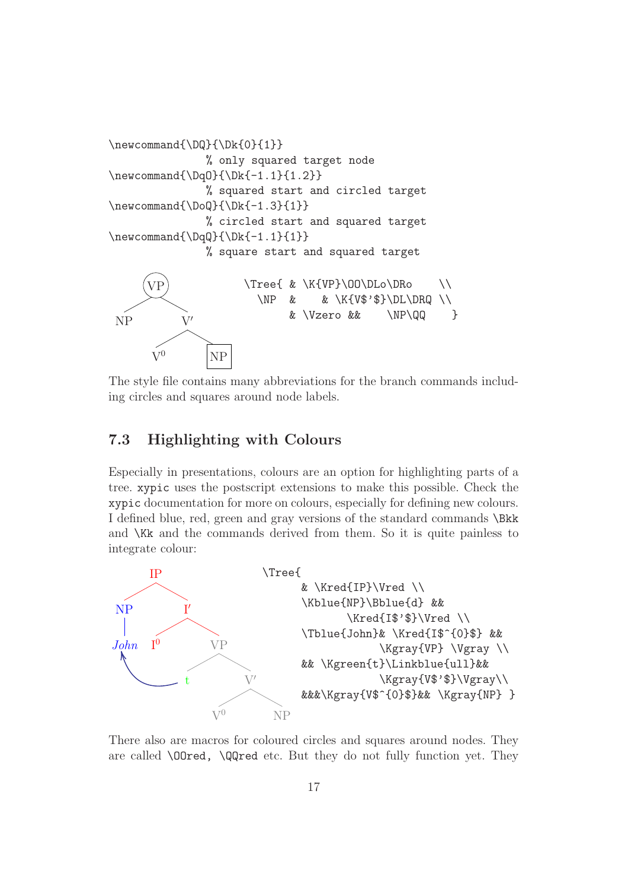```
\newcommand{\DQ}{\Dk{0}{1}}
                % only squared target node
\newcommand{\DqO}{\Dk{-1.1}{1.2}}
                % squared start and circled target
\newcommand{\DoQ}{\Dk{-1.3}{1}}
                % circled start and squared target
\newcommand{\DqQ}{\Dk{-1.1}{1}}
                % square start and squared target
```

```
\Tree{ & \K{VP}\OO\DLo\DRo    \\
  \NP  &    & \K{V$'$}\DL\DRQ \\
       & \Vzero &&    \NP\QQ    }
```

The style file contains many abbreviations for the branch commands including circles and squares around node labels.

## 7.3 Highlighting with Colours

Especially in presentations, colours are an option for highlighting parts of a tree. `xypic` uses the postscript extensions to make this possible. Check the `xypic` documentation for more on colours, especially for defining new colours. I defined blue, red, green and gray versions of the standard commands `\Bkk` and `\Kk` and the commands derived from them. So it is quite painless to integrate colour:

```
\Tree{
      & \Kred{IP}\Vred \\
      \Kblue{NP}\Bblue{d} &&
             \Kred{I$'$}\Vred \\
      \Tblue{John}& \Kred{I$^{0}$} &&
                  \Kgray{VP} \Vgray \\
      && \Kgreen{t}\Linkblue{ull}&&
                  \Kgray{V$'$}\Vgray\\
      &&&\Kgray{V$^{0}$}&& \Kgray{NP} }
```

There also are macros for coloured circles and squares around nodes. They are called `\OOred`, `\QQred` etc. But they do not fully function yet. They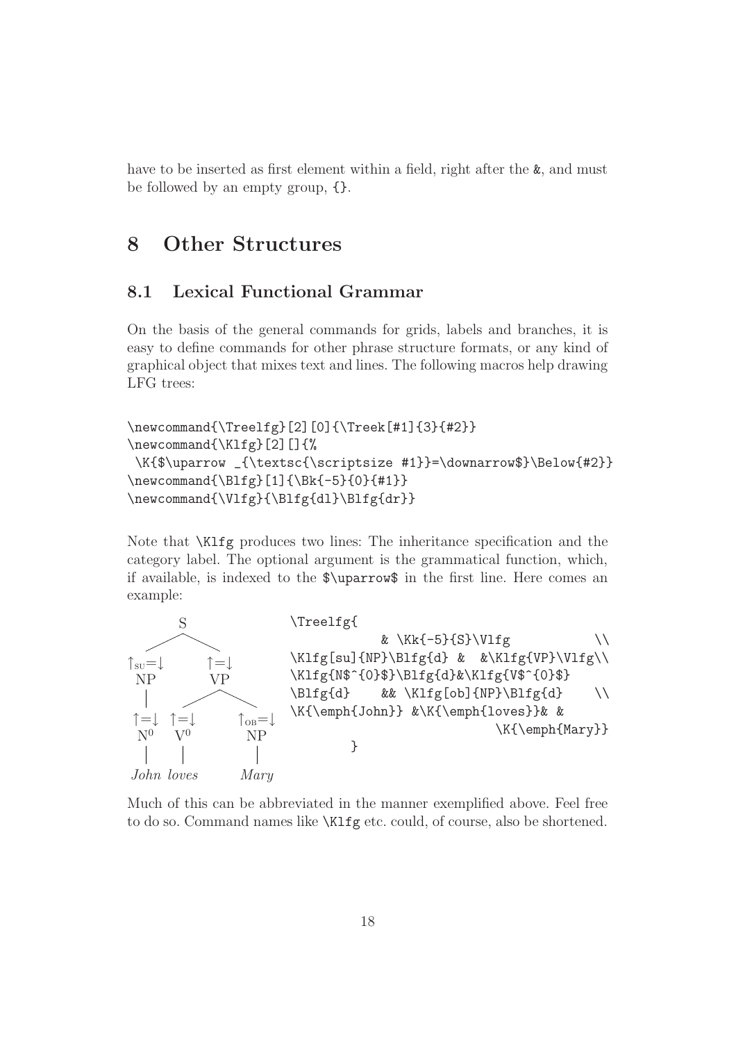have to be inserted as first element within a field, right after the &, and must be followed by an empty group, {}.

# 8 Other Structures

## 8.1 Lexical Functional Grammar

On the basis of the general commands for grids, labels and branches, it is easy to define commands for other phrase structure formats, or any kind of graphical object that mixes text and lines. The following macros help drawing LFG trees:

```
\newcommand{\Treelfg}[2][0]{\Treek[#1]{3}{#2}}
\newcommand{\Klfg}[2][]{%
 \K{$\uparrow _{\textsc{\scriptsize #1}}=\downarrow$}\Below{#2}}
\newcommand{\Blfg}[1]{\Bk{-5}{0}{#1}}
\newcommand{\Vlfg}{\Blfg{dl}\Blfg{dr}}
```

Note that `\Klfg` produces two lines: The inheritance specification and the category label. The optional argument is the grammatical function, which, if available, is indexed to the `$\uparrow$` in the first line. Here comes an example:

```
                S
          ______|______
    ↑SU=↓              ↑=↓
     NP                VP
     |            _____|_____
    ↑=↓      ↑=↓            ↑OB=↓
     N0       V0              NP
     |        |               |
    John     loves           Mary
```

```
\Treelfg{
          & \Kk{-5}{S}\Vlfg            \\
\Klfg[su]{NP}\Blfg{d} &  &\Klfg{VP}\Vlfg\\
\Klfg{N$^{0}$}\Blfg{d}&\Klfg{V$^{0}$}
\Blfg{d}    && \Klfg[ob]{NP}\Blfg{d}    \\
\K{\emph{John}} &\K{\emph{loves}}& &
                          \K{\emph{Mary}}
      }
```

Much of this can be abbreviated in the manner exemplified above. Feel free to do so. Command names like `\Klfg` etc. could, of course, also be shortened.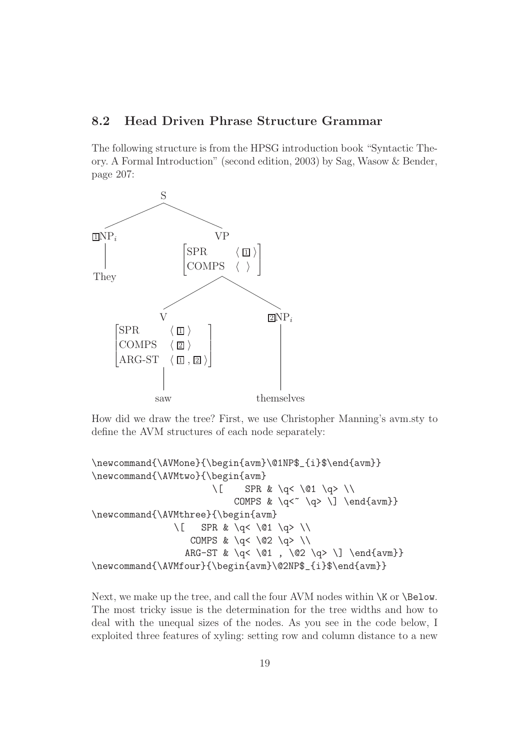## 8.2 Head Driven Phrase Structure Grammar

The following structure is from the HPSG introduction book "Syntactic Theory. A Formal Introduction" (second edition, 2003) by Sag, Wasow & Bender, page 207:

```
                 S
         ________|________
        |                 |
      [1]NP_i             VP
        |          [SPR    < [1] >]
      They         [COMPS  <  >   ]
                    ______|______
                   |             |
                   V           [2]NP_i
        [SPR     < [1] >     ]   |
        [COMPS   < [2] >     ]   |
        [ARG-ST  < [1] , [2] >]  |
                   |             |
                  saw        themselves
```

How did we draw the tree? First, we use Christopher Manning's avm.sty to define the AVM structures of each node separately:

```
\newcommand{\AVMone}{\begin{avm}\@1NP$_{i}$\end{avm}}
\newcommand{\AVMtwo}{\begin{avm}
                    \[    SPR & \q< \@1 \q> \\
                        COMPS & \q<~ \q> \] \end{avm}}
\newcommand{\AVMthree}{\begin{avm}
              \[   SPR & \q< \@1 \q> \\
                 COMPS & \q< \@2 \q> \\
                ARG-ST & \q< \@1 , \@2 \q> \] \end{avm}}
\newcommand{\AVMfour}{\begin{avm}\@2NP$_{i}$\end{avm}}
```

Next, we make up the tree, and call the four AVM nodes within \K or \Below. The most tricky issue is the determination for the tree widths and how to deal with the unequal sizes of the nodes. As you see in the code below, I exploited three features of xyling: setting row and column distance to a new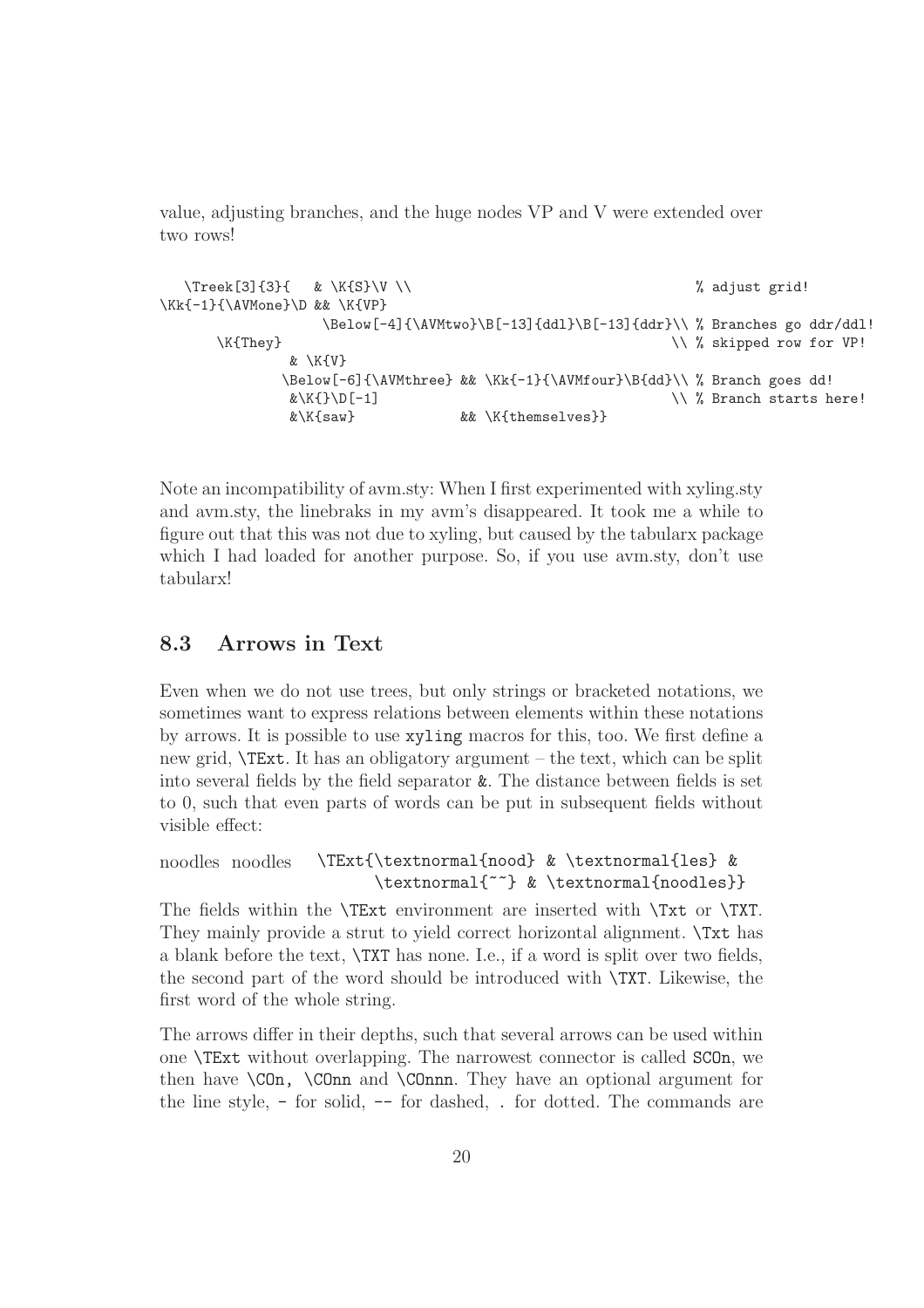value, adjusting branches, and the huge nodes VP and V were extended over two rows!

```
   \Treek[3]{3}{   & \K{S}\V \\                                          % adjust grid!
\Kk{-1}{\AVMone}\D && \K{VP}
                 \Below[-4]{\AVMtwo}\B[-13]{ddl}\B[-13]{ddr}\\ % Branches go ddr/ddl!
      \K{They}                                                \\ % skipped row for VP!
              & \K{V}
             \Below[-6]{\AVMthree} && \Kk{-1}{\AVMfour}\B{dd}\\ % Branch goes dd!
              &\K{}\D[-1]                                     \\ % Branch starts here!
              &\K{saw}            && \K{themselves}}
```

Note an incompatibility of avm.sty: When I first experimented with xyling.sty and avm.sty, the linebraks in my avm's disappeared. It took me a while to figure out that this was not due to xyling, but caused by the tabularx package which I had loaded for another purpose. So, if you use avm.sty, don't use tabularx!

## 8.3 Arrows in Text

Even when we do not use trees, but only strings or bracketed notations, we sometimes want to express relations between elements within these notations by arrows. It is possible to use `xyling` macros for this, too. We first define a new grid, `\TExt`. It has an obligatory argument – the text, which can be split into several fields by the field separator `&`. The distance between fields is set to 0, such that even parts of words can be put in subsequent fields without visible effect:

noodles noodles

```
\TExt{\textnormal{nood} & \textnormal{les} &
      \textnormal{~~} & \textnormal{noodles}}
```

The fields within the `\TExt` environment are inserted with `\Txt` or `\TXT`. They mainly provide a strut to yield correct horizontal alignment. `\Txt` has a blank before the text, `\TXT` has none. I.e., if a word is split over two fields, the second part of the word should be introduced with `\TXT`. Likewise, the first word of the whole string.

The arrows differ in their depths, such that several arrows can be used within one `\TExt` without overlapping. The narrowest connector is called `SCOn`, we then have `\COn,` `\COnn` and `\COnnn`. They have an optional argument for the line style, `-` for solid, `--` for dashed, `.` for dotted. The commands are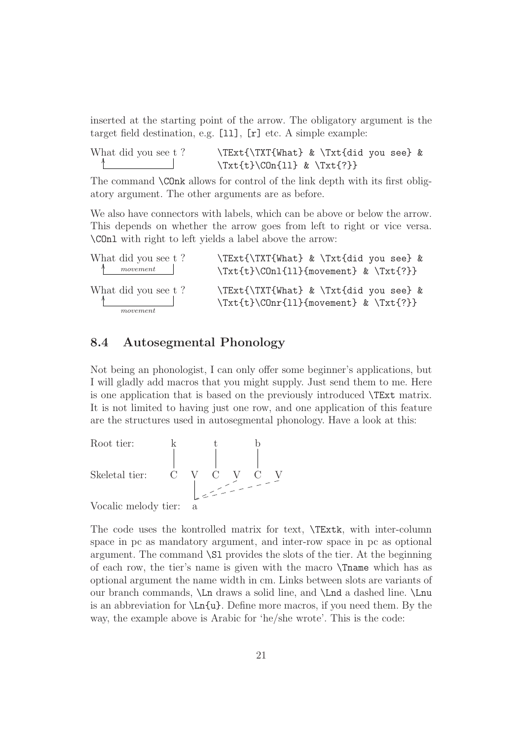inserted at the starting point of the arrow. The obligatory argument is the target field destination, e.g. [ll], [r] etc. A simple example:

What did you see t ?

```
\TExt{\TXT{What} & \Txt{did you see} &
\Txt{t}\COn{ll} & \Txt{?}}
```

The command `\COnk` allows for control of the link depth with its first obligatory argument. The other arguments are as before.

We also have connectors with labels, which can be above or below the arrow. This depends on whether the arrow goes from left to right or vice versa. `\COnl` with right to left yields a label above the arrow:

What did you see t ?
*movement*

```
\TExt{\TXT{What} & \Txt{did you see} &
\Txt{t}\COnl{ll}{movement} & \Txt{?}}
```

What did you see t ?
*movement*

```
\TExt{\TXT{What} & \Txt{did you see} &
\Txt{t}\COnr{ll}{movement} & \Txt{?}}
```

## 8.4 Autosegmental Phonology

Not being an phonologist, I can only offer some beginner's applications, but I will gladly add macros that you might supply. Just send them to me. Here is one application that is based on the previously introduced `\TExt` matrix. It is not limited to having just one row, and one application of this feature are the structures used in autosegmental phonology. Have a look at this:

Root tier: k t b

Skeletal tier: C V C V C V

Vocalic melody tier: a

The code uses the kontrolled matrix for text, `\TExtk`, with inter-column space in pc as mandatory argument, and inter-row space in pc as optional argument. The command `\Sl` provides the slots of the tier. At the beginning of each row, the tier's name is given with the macro `\Tname` which has as optional argument the name width in cm. Links between slots are variants of our branch commands, `\Ln` draws a solid line, and `\Lnd` a dashed line. `\Lnu` is an abbreviation for `\Ln{u}`. Define more macros, if you need them. By the way, the example above is Arabic for 'he/she wrote'. This is the code: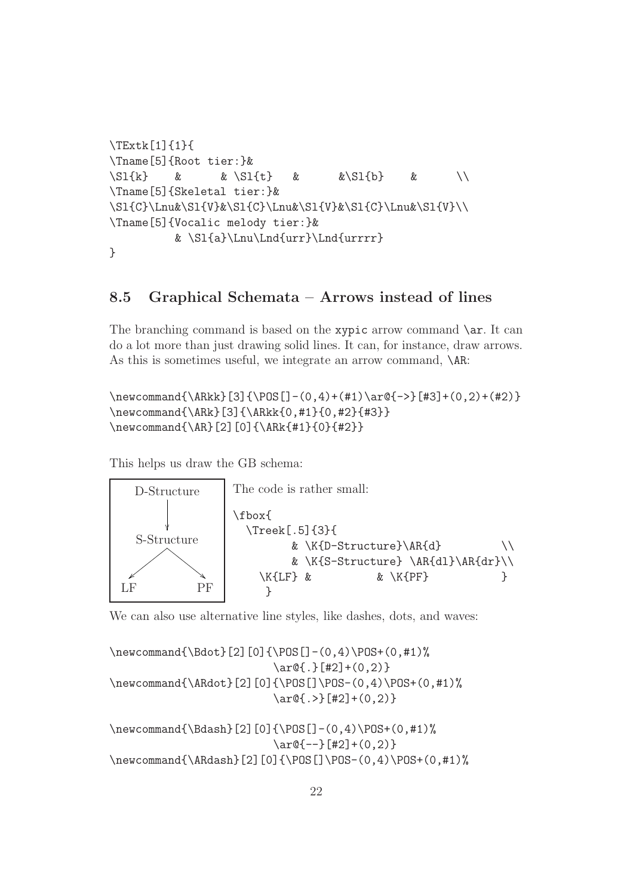```
\TExtk[1]{1}{
\Tname[5]{Root tier:}&
\Sl{k}    &      & \Sl{t}   &      &\Sl{b}    &      \\
\Tname[5]{Skeletal tier:}&
\Sl{C}\Lnu&\Sl{V}&\Sl{C}\Lnu&\Sl{V}&\Sl{C}\Lnu&\Sl{V}\\
\Tname[5]{Vocalic melody tier:}&
         & \Sl{a}\Lnu\Lnd{urr}\Lnd{urrrr}
}
```

## 8.5 Graphical Schemata – Arrows instead of lines

The branching command is based on the `xypic` arrow command `\ar`. It can do a lot more than just drawing solid lines. It can, for instance, draw arrows. As this is sometimes useful, we integrate an arrow command, `\AR`:

```
\newcommand{\ARkk}[3]{\POS[]-(0,4)+(#1)\ar@{->}[#3]+(0,2)+(#2)}
\newcommand{\ARk}[3]{\ARkk{0,#1}{0,#2}{#3}}
\newcommand{\AR}[2][0]{\ARk{#1}{0}{#2}}
```

This helps us draw the GB schema:

```
D-Structure
     |
     v
S-Structure
   /     \
  v       v
LF        PF
```

The code is rather small:

```
\fbox{
  \Treek[.5]{3}{
        & \K{D-Structure}\AR{d}          \\
        & \K{S-Structure} \AR{dl}\AR{dr}\\
    \K{LF} &          & \K{PF}           }
     }
```

We can also use alternative line styles, like dashes, dots, and waves:

```
\newcommand{\Bdot}[2][0]{\POS[]-(0,4)\POS+(0,#1)%
                    \ar@{.}[#2]+(0,2)}
\newcommand{\ARdot}[2][0]{\POS[]\POS-(0,4)\POS+(0,#1)%
                    \ar@{.>}[#2]+(0,2)}

\newcommand{\Bdash}[2][0]{\POS[]-(0,4)\POS+(0,#1)%
                    \ar@{--}[#2]+(0,2)}
\newcommand{\ARdash}[2][0]{\POS[]\POS-(0,4)\POS+(0,#1)%
```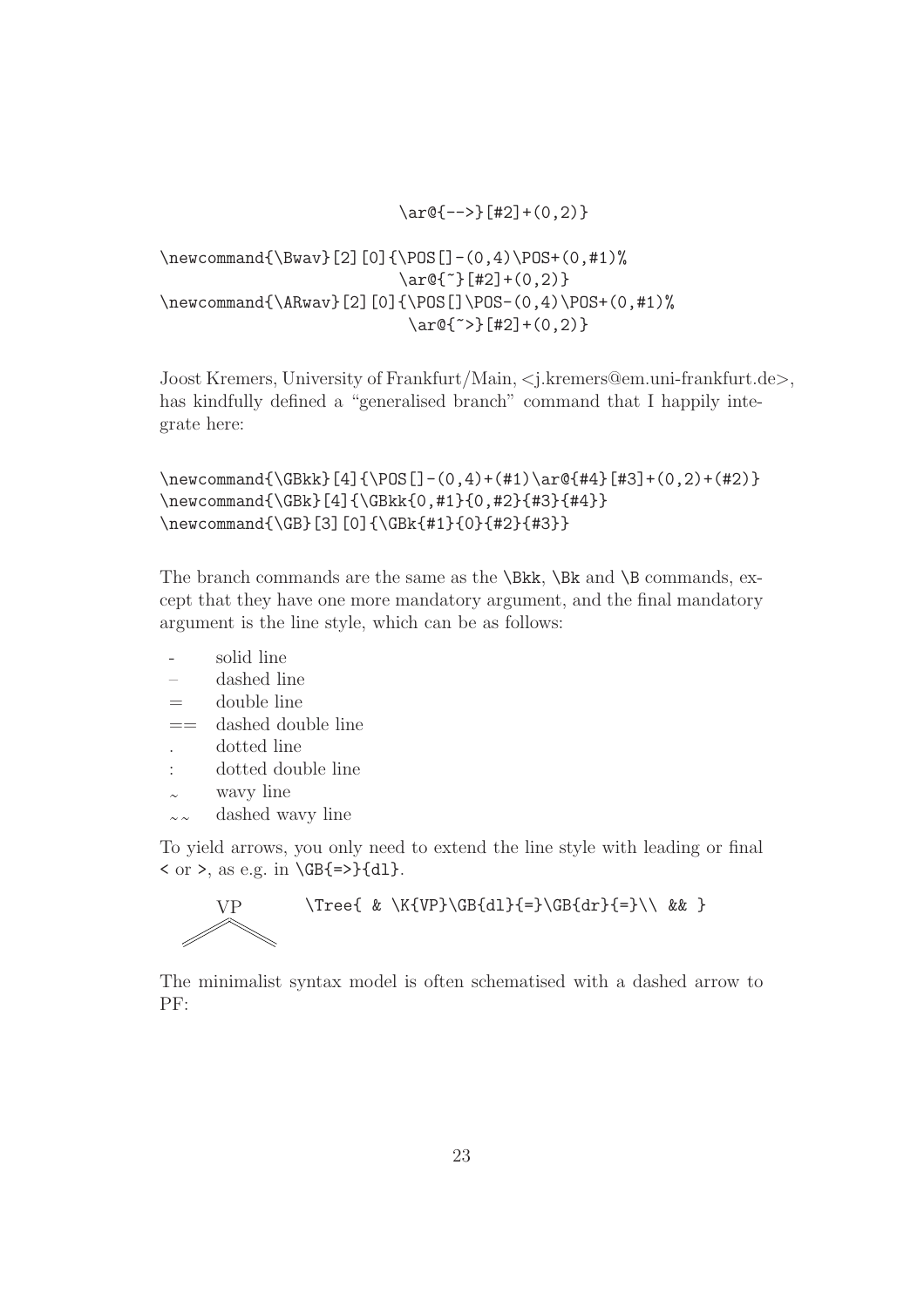```
                    \ar@{-->}[#2]+(0,2)}

\newcommand{\Bwav}[2][0]{\POS[]-(0,4)\POS+(0,#1)%
                         \ar@{~}[#2]+(0,2)}
\newcommand{\ARwav}[2][0]{\POS[]\POS-(0,4)\POS+(0,#1)%
                          \ar@{~>}[#2]+(0,2)}
```

Joost Kremers, University of Frankfurt/Main, <j.kremers@em.uni-frankfurt.de>, has kindfully defined a "generalised branch" command that I happily integrate here:

```
\newcommand{\GBkk}[4]{\POS[]-(0,4)+(#1)\ar@{#4}[#3]+(0,2)+(#2)}
\newcommand{\GBk}[4]{\GBkk{0,#1}{0,#2}{#3}{#4}}
\newcommand{\GB}[3][0]{\GBk{#1}{0}{#2}{#3}}
```

The branch commands are the same as the `\Bkk`, `\Bk` and `\B` commands, except that they have one more mandatory argument, and the final mandatory argument is the line style, which can be as follows:

| | |
|---|---|
| - | solid line |
| – | dashed line |
| = | double line |
| == | dashed double line |
| . | dotted line |
| : | dotted double line |
| ~ | wavy line |
| ~~ | dashed wavy line |

To yield arrows, you only need to extend the line style with leading or final `<` or `>`, as e.g. in `\GB{=>}{dl}`.

VP

```
\Tree{ & \K{VP}\GB{dl}{=}\GB{dr}{=}\\ && }
```

The minimalist syntax model is often schematised with a dashed arrow to PF: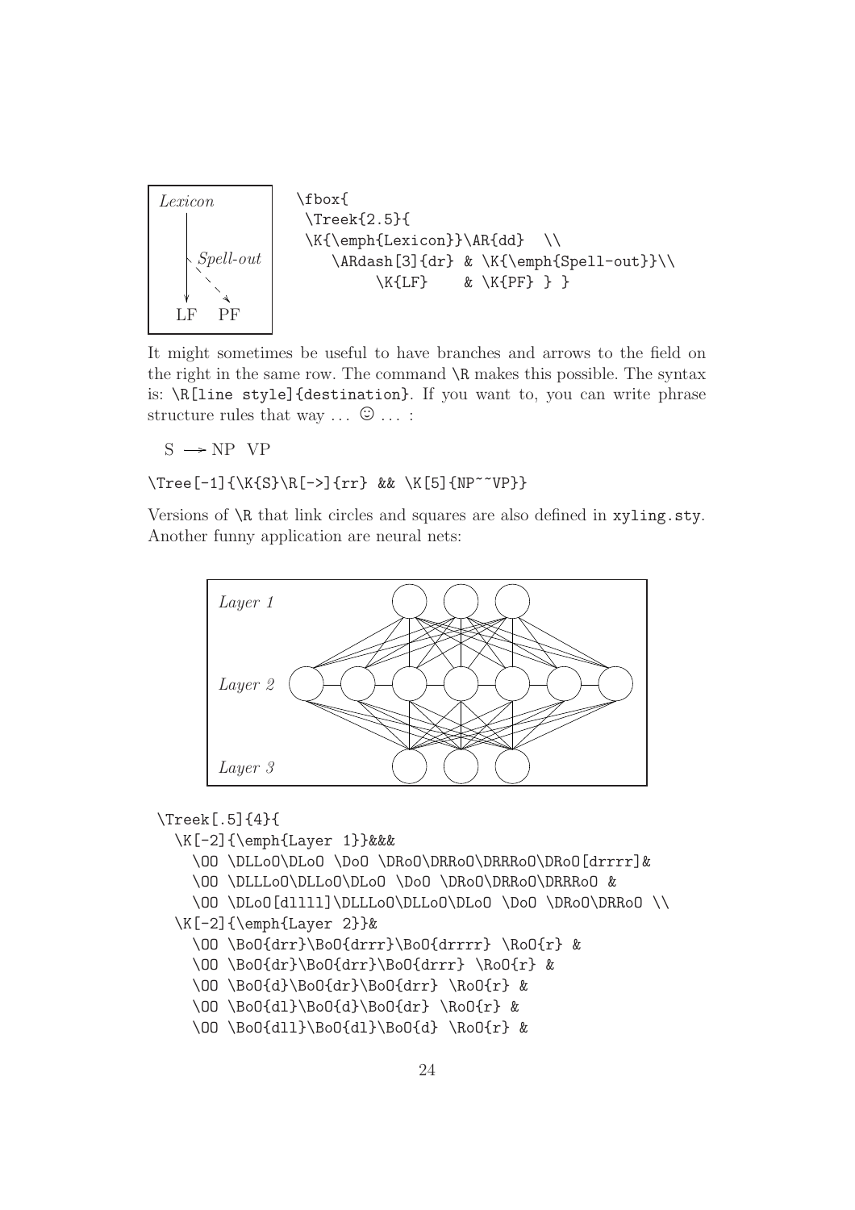Lexicon

Spell-out

LF PF

```
\fbox{
 \Treek{2.5}{
 \K{\emph{Lexicon}}\AR{dd}  \\
    \ARdash[3]{dr} & \K{\emph{Spell-out}}\\
         \K{LF}    & \K{PF} } }
```

It might sometimes be useful to have branches and arrows to the field on the right in the same row. The command `\R` makes this possible. The syntax is: `\R[line style]{destination}`. If you want to, you can write phrase structure rules that way ... ☺ ... :

S ⟶ NP VP

```
\Tree[-1]{\K{S}\R[->]{rr} && \K[5]{NP~~VP}}
```

Versions of `\R` that link circles and squares are also defined in `xyling.sty`. Another funny application are neural nets:

Layer 1

Layer 2

Layer 3

```
\Treek[.5]{4}{
  \K[-2]{\emph{Layer 1}}&&&
    \OO \DLLoO\DLoO \DoO \DRoO\DRRoO\DRRRoO\DRoO[drrrr]&
    \OO \DLLLoO\DLLoO\DLoO \DoO \DRoO\DRRoO\DRRRoO &
    \OO \DLoO[dllll]\DLLLoO\DLLoO\DLoO \DoO \DRoO\DRRoO \\
  \K[-2]{\emph{Layer 2}}&
    \OO \BoO{drr}\BoO{drrr}\BoO{drrrr} \RoO{r} &
    \OO \BoO{dr}\BoO{drr}\BoO{drrr} \RoO{r} &
    \OO \BoO{d}\BoO{dr}\BoO{drr} \RoO{r} &
    \OO \BoO{dl}\BoO{d}\BoO{dr} \RoO{r} &
    \OO \BoO{dll}\BoO{dl}\BoO{d} \RoO{r} &
```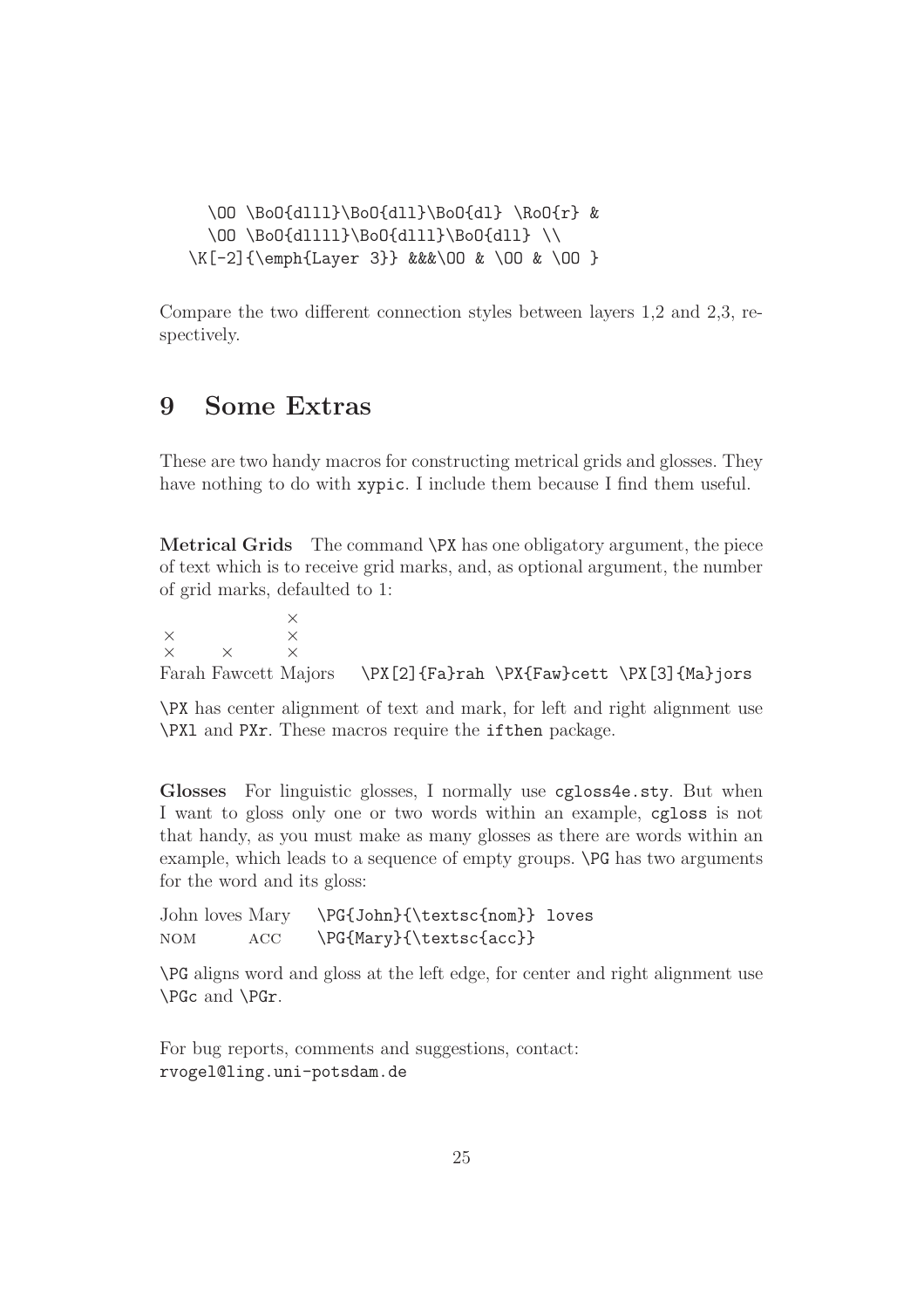```
    \OO \BoO{dlll}\BoO{dll}\BoO{dl} \RoO{r} &
    \OO \BoO{dllll}\BoO{dlll}\BoO{dll} \\
  \K[-2]{\emph{Layer 3}} &&&\OO & \OO & \OO }
```

Compare the two different connection styles between layers 1,2 and 2,3, respectively.

# 9 Some Extras

These are two handy macros for constructing metrical grids and glosses. They have nothing to do with `xypic`. I include them because I find them useful.

**Metrical Grids** The command `\PX` has one obligatory argument, the piece of text which is to receive grid marks, and, as optional argument, the number of grid marks, defaulted to 1:

```
                 ×
×                ×
×       ×        ×
Farah Fawcett Majors    \PX[2]{Fa}rah \PX{Faw}cett \PX[3]{Ma}jors
```

`\PX` has center alignment of text and mark, for left and right alignment use `\PXl` and `PXr`. These macros require the `ifthen` package.

**Glosses** For linguistic glosses, I normally use `cgloss4e.sty`. But when I want to gloss only one or two words within an example, `cgloss` is not that handy, as you must make as many glosses as there are words within an example, which leads to a sequence of empty groups. `\PG` has two arguments for the word and its gloss:

```
John loves Mary    \PG{John}{\textsc{nom}} loves
NOM        ACC     \PG{Mary}{\textsc{acc}}
```

`\PG` aligns word and gloss at the left edge, for center and right alignment use `\PGc` and `\PGr`.

For bug reports, comments and suggestions, contact:
`rvogel@ling.uni-potsdam.de`